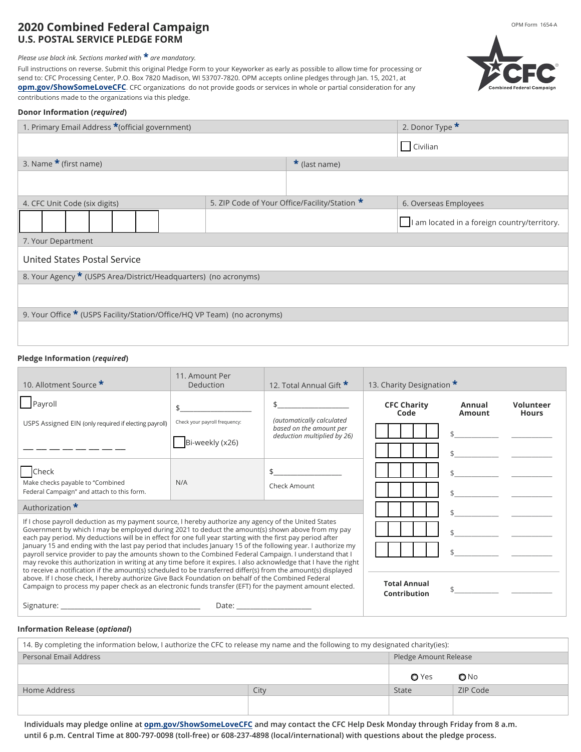# 2020 Combined Federal Campaign

## U.S. POSTAL SERVICE PLEDGE FORM

OPM Form 1654-A

*Please use black ink. Sections marked with * are mandatory.*

Full instructions on reverse. Submit this original Pledge Form to your Keyworker as early as possible to allow time for processing or send to: CFC Processing Center, P.O. Box 7820 Madison, WI 53707-7820. OPM accepts online pledges through Jan. 15, 2021, at **opm.gov/ShowSomeLoveCFC**. CFC organizations do not provide goods or services in whole or partial consideration for any contributions made to the organizations via this pledge.

### Donor Information (*required*)

| 1. Primary Email Address * (official government) | | 2. Donor Type * |
|---|---|---|
| | | ☐ Civilian |
| 3. Name * (first name) | * (last name) | |
| | | |
| 4. CFC Unit Code (six digits) | 5. ZIP Code of Your Office/Facility/Station * | 6. Overseas Employees |
| ☐☐☐☐☐☐ | | ☐ I am located in a foreign country/territory. |

7. Your Department

United States Postal Service

8. Your Agency * (USPS Area/District/Headquarters) (no acronyms)

9. Your Office * (USPS Facility/Station/Office/HQ VP Team) (no acronyms)

### Pledge Information (*required*)

| 10. Allotment Source * | 11. Amount Per Deduction | 12. Total Annual Gift * |
|---|---|---|
| ☐ Payroll<br>USPS Assigned EIN (only required if electing payroll)<br>__ __ __ __ __ __ __ __ __ | $________________<br>Check your payroll frequency:<br>☐ Bi-weekly (x26) | $________________<br>*(automatically calculated based on the amount per deduction multiplied by 26)* |
| ☐ Check<br>Make checks payable to "Combined Federal Campaign" and attach to this form. | N/A | $________________<br>Check Amount |

**Authorization ***

If I chose payroll deduction as my payment source, I hereby authorize any agency of the United States Government by which I may be employed during 2021 to deduct the amount(s) shown above from my pay each pay period. My deductions will be in effect for one full year starting with the first pay period after January 15 and ending with the last pay period that includes January 15 of the following year. I authorize my payroll service provider to pay the amounts shown to the Combined Federal Campaign. I understand that I may revoke this authorization in writing at any time before it expires. I also acknowledge that I have the right to receive a notification if the amount(s) scheduled to be transferred differ(s) from the amount(s) displayed above. If I chose check, I hereby authorize Give Back Foundation on behalf of the Combined Federal Campaign to process my paper check as an electronic funds transfer (EFT) for the payment amount elected.

Signature: ________________________________ Date: ________________

**13. Charity Designation ***

| CFC Charity Code | Annual Amount | Volunteer Hours |
|---|---|---|
| ☐☐☐☐☐ | $__________ | __________ |
| ☐☐☐☐☐ | $__________ | __________ |
| ☐☐☐☐☐ | $__________ | __________ |
| ☐☐☐☐☐ | $__________ | __________ |
| ☐☐☐☐☐ | $__________ | __________ |
| ☐☐☐☐☐ | $__________ | __________ |
| ☐☐☐☐☐ | $__________ | __________ |
| **Total Annual Contribution** | $__________ | __________ |

### Information Release (*optional*)

14. By completing the information below, I authorize the CFC to release my name and the following to my designated charity(ies):

| Personal Email Address | | Pledge Amount Release | |
|---|---|---|---|
| | | ○ Yes | ○ No |
| Home Address | City | State | ZIP Code |
| | | | |

**Individuals may pledge online at opm.gov/ShowSomeLoveCFC and may contact the CFC Help Desk Monday through Friday from 8 a.m. until 6 p.m. Central Time at 800-797-0098 (toll-free) or 608-237-4898 (local/international) with questions about the pledge process.**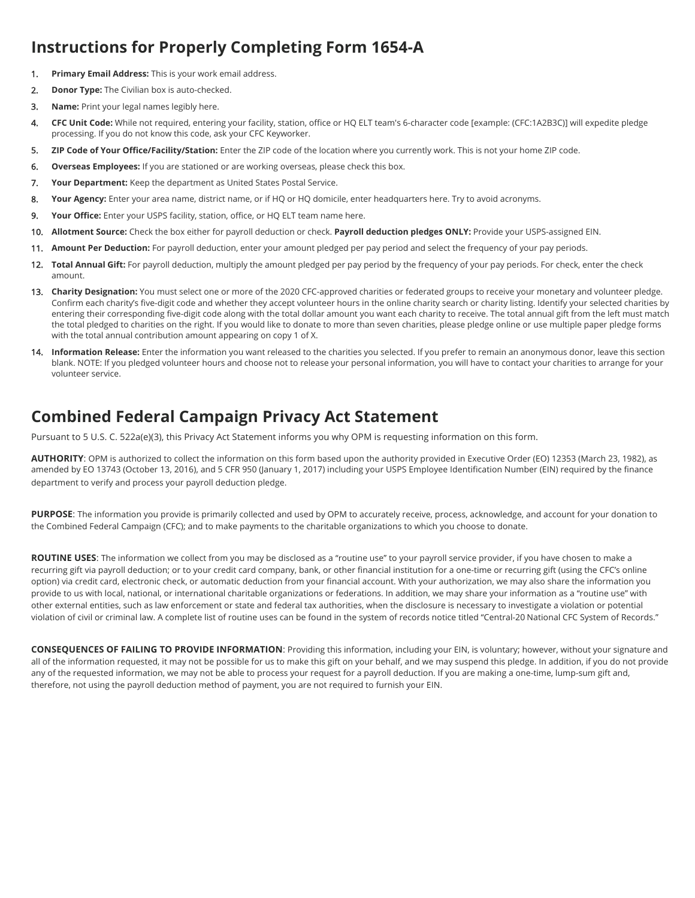## Instructions for Properly Completing Form 1654-A

1. **Primary Email Address:** This is your work email address.
2. **Donor Type:** The Civilian box is auto-checked.
3. **Name:** Print your legal names legibly here.
4. **CFC Unit Code:** While not required, entering your facility, station, office or HQ ELT team's 6-character code [example: (CFC:1A2B3C)] will expedite pledge processing. If you do not know this code, ask your CFC Keyworker.
5. **ZIP Code of Your Office/Facility/Station:** Enter the ZIP code of the location where you currently work. This is not your home ZIP code.
6. **Overseas Employees:** If you are stationed or are working overseas, please check this box.
7. **Your Department:** Keep the department as United States Postal Service.
8. **Your Agency:** Enter your area name, district name, or if HQ or HQ domicile, enter headquarters here. Try to avoid acronyms.
9. **Your Office:** Enter your USPS facility, station, office, or HQ ELT team name here.
10. **Allotment Source:** Check the box either for payroll deduction or check. **Payroll deduction pledges ONLY:** Provide your USPS-assigned EIN.
11. **Amount Per Deduction:** For payroll deduction, enter your amount pledged per pay period and select the frequency of your pay periods.
12. **Total Annual Gift:** For payroll deduction, multiply the amount pledged per pay period by the frequency of your pay periods. For check, enter the check amount.
13. **Charity Designation:** You must select one or more of the 2020 CFC-approved charities or federated groups to receive your monetary and volunteer pledge. Confirm each charity's five-digit code and whether they accept volunteer hours in the online charity search or charity listing. Identify your selected charities by entering their corresponding five-digit code along with the total dollar amount you want each charity to receive. The total annual gift from the left must match the total pledged to charities on the right. If you would like to donate to more than seven charities, please pledge online or use multiple paper pledge forms with the total annual contribution amount appearing on copy 1 of X.
14. **Information Release:** Enter the information you want released to the charities you selected. If you prefer to remain an anonymous donor, leave this section blank. NOTE: If you pledged volunteer hours and choose not to release your personal information, you will have to contact your charities to arrange for your volunteer service.

## Combined Federal Campaign Privacy Act Statement

Pursuant to 5 U.S. C. 522a(e)(3), this Privacy Act Statement informs you why OPM is requesting information on this form.

**AUTHORITY**: OPM is authorized to collect the information on this form based upon the authority provided in Executive Order (EO) 12353 (March 23, 1982), as amended by EO 13743 (October 13, 2016), and 5 CFR 950 (January 1, 2017) including your USPS Employee Identification Number (EIN) required by the finance department to verify and process your payroll deduction pledge.

**PURPOSE**: The information you provide is primarily collected and used by OPM to accurately receive, process, acknowledge, and account for your donation to the Combined Federal Campaign (CFC); and to make payments to the charitable organizations to which you choose to donate.

**ROUTINE USES**: The information we collect from you may be disclosed as a "routine use" to your payroll service provider, if you have chosen to make a recurring gift via payroll deduction; or to your credit card company, bank, or other financial institution for a one-time or recurring gift (using the CFC's online option) via credit card, electronic check, or automatic deduction from your financial account. With your authorization, we may also share the information you provide to us with local, national, or international charitable organizations or federations. In addition, we may share your information as a "routine use" with other external entities, such as law enforcement or state and federal tax authorities, when the disclosure is necessary to investigate a violation or potential violation of civil or criminal law. A complete list of routine uses can be found in the system of records notice titled "Central-20 National CFC System of Records."

**CONSEQUENCES OF FAILING TO PROVIDE INFORMATION**: Providing this information, including your EIN, is voluntary; however, without your signature and all of the information requested, it may not be possible for us to make this gift on your behalf, and we may suspend this pledge. In addition, if you do not provide any of the requested information, we may not be able to process your request for a payroll deduction. If you are making a one-time, lump-sum gift and, therefore, not using the payroll deduction method of payment, you are not required to furnish your EIN.